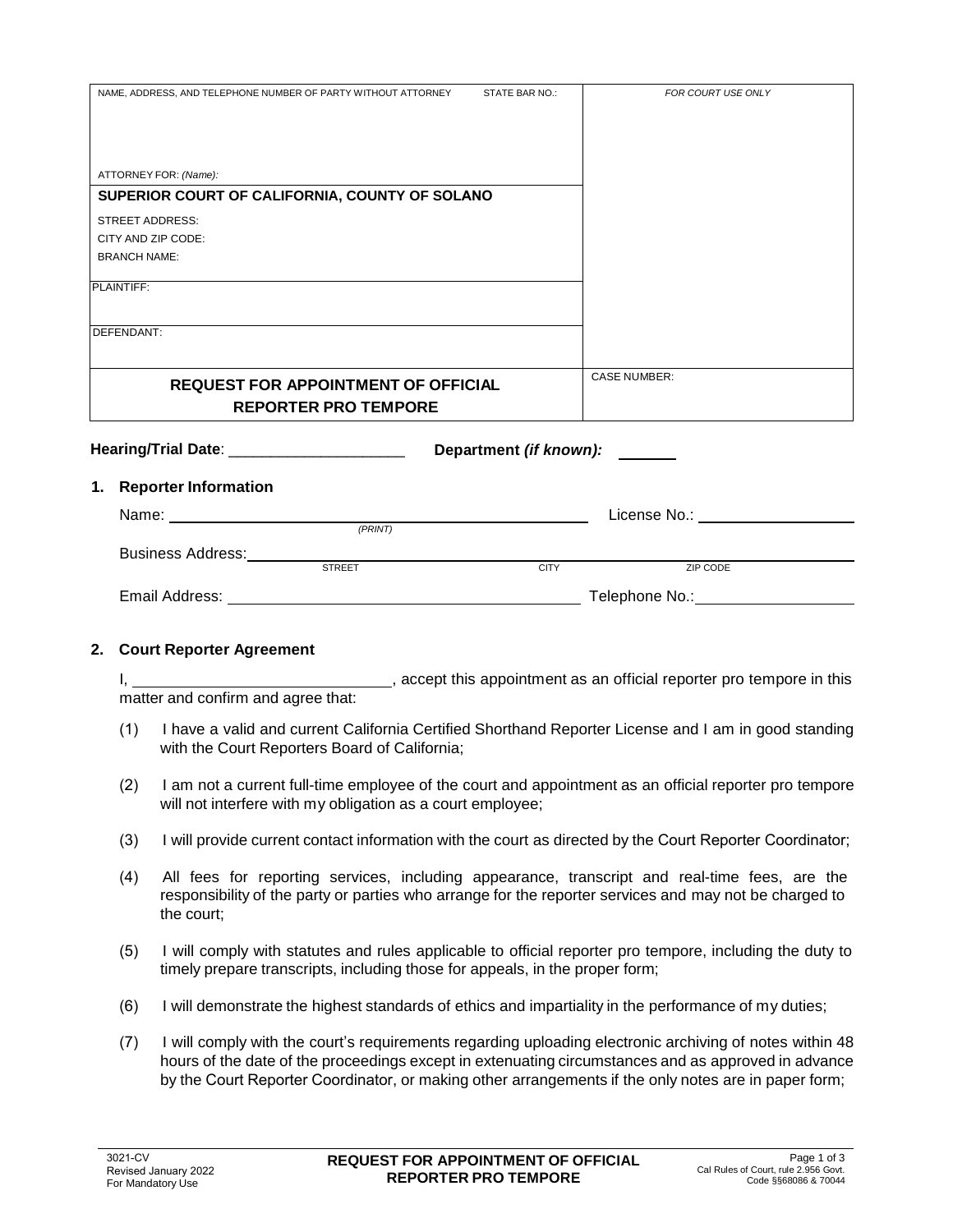| NAME, ADDRESS, AND TELEPHONE NUMBER OF PARTY WITHOUT ATTORNEY    STATE BAR NO.: | *FOR COURT USE ONLY* |
|---|---|
| ATTORNEY FOR: *(Name):* | |
| **SUPERIOR COURT OF CALIFORNIA, COUNTY OF SOLANO**<br>STREET ADDRESS:<br>CITY AND ZIP CODE:<br>BRANCH NAME: | |
| PLAINTIFF: | |
| DEFENDANT: | |
| **REQUEST FOR APPOINTMENT OF OFFICIAL REPORTER PRO TEMPORE** | CASE NUMBER: |

**Hearing/Trial Date**: ____________________ **Department *(if known):*** _______

## 1. Reporter Information

Name: ______________________________ *(PRINT)* License No.: ______________

Business Address: ______________________________ STREET CITY ZIP CODE

Email Address: ______________________________ Telephone No.: ______________

## 2. Court Reporter Agreement

I, ______________________________, accept this appointment as an official reporter pro tempore in this matter and confirm and agree that:

(1) I have a valid and current California Certified Shorthand Reporter License and I am in good standing with the Court Reporters Board of California;

(2) I am not a current full-time employee of the court and appointment as an official reporter pro tempore will not interfere with my obligation as a court employee;

(3) I will provide current contact information with the court as directed by the Court Reporter Coordinator;

(4) All fees for reporting services, including appearance, transcript and real-time fees, are the responsibility of the party or parties who arrange for the reporter services and may not be charged to the court;

(5) I will comply with statutes and rules applicable to official reporter pro tempore, including the duty to timely prepare transcripts, including those for appeals, in the proper form;

(6) I will demonstrate the highest standards of ethics and impartiality in the performance of my duties;

(7) I will comply with the court's requirements regarding uploading electronic archiving of notes within 48 hours of the date of the proceedings except in extenuating circumstances and as approved in advance by the Court Reporter Coordinator, or making other arrangements if the only notes are in paper form;

3021-CV
Revised January 2022
For Mandatory Use

**REQUEST FOR APPOINTMENT OF OFFICIAL REPORTER PRO TEMPORE**

Cal Rules of Court, rule 2.956 Govt. Code §§68086 & 70044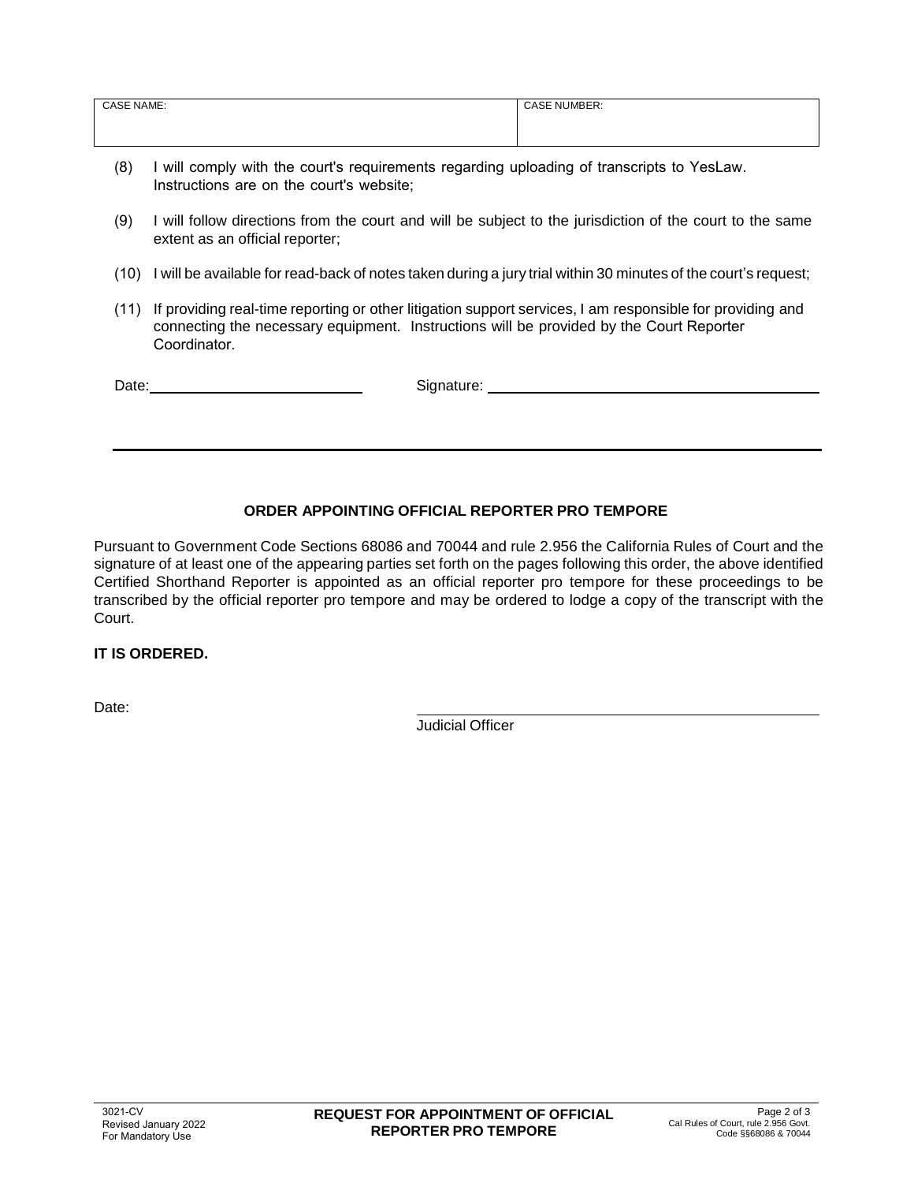| CASE NAME: | CASE NUMBER: |
| --- | --- |
| | |

(8) I will comply with the court's requirements regarding uploading of transcripts to YesLaw. Instructions are on the court's website;

(9) I will follow directions from the court and will be subject to the jurisdiction of the court to the same extent as an official reporter;

(10) I will be available for read-back of notes taken during a jury trial within 30 minutes of the court's request;

(11) If providing real-time reporting or other litigation support services, I am responsible for providing and connecting the necessary equipment. Instructions will be provided by the Court Reporter Coordinator.

Date: ______________________ Signature: ________________________________

---

**ORDER APPOINTING OFFICIAL REPORTER PRO TEMPORE**

Pursuant to Government Code Sections 68086 and 70044 and rule 2.956 the California Rules of Court and the signature of at least one of the appearing parties set forth on the pages following this order, the above identified Certified Shorthand Reporter is appointed as an official reporter pro tempore for these proceedings to be transcribed by the official reporter pro tempore and may be ordered to lodge a copy of the transcript with the Court.

**IT IS ORDERED.**

Date:

________________________________
Judicial Officer

3021-CV
Revised January 2022
For Mandatory Use

**REQUEST FOR APPOINTMENT OF OFFICIAL REPORTER PRO TEMPORE**

Cal Rules of Court, rule 2.956 Govt. Code §§68086 & 70044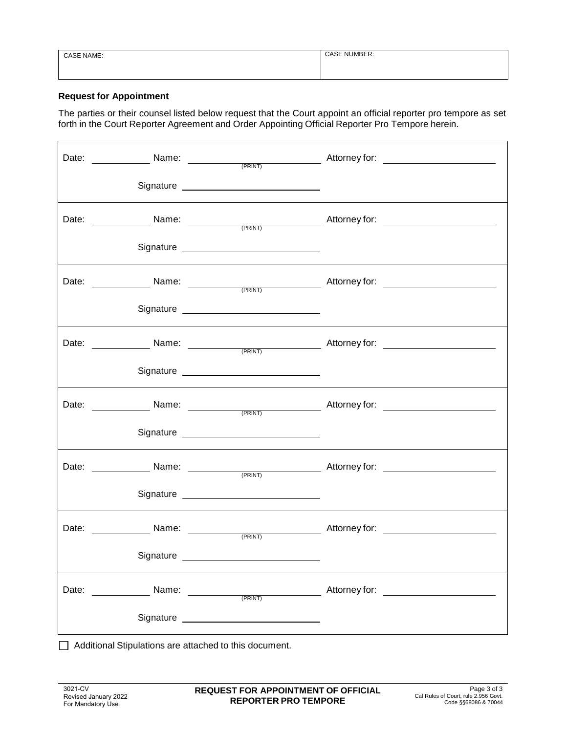| CASE NAME: | CASE NUMBER: |
| --- | --- |
| | |

**Request for Appointment**

The parties or their counsel listed below request that the Court appoint an official reporter pro tempore as set forth in the Court Reporter Agreement and Order Appointing Official Reporter Pro Tempore herein.

| | | |
| --- | --- | --- |
| Date: ____________ | Name: ____________________ (PRINT) | Attorney for: ____________________ |
| | Signature ____________________ | |
| Date: ____________ | Name: ____________________ (PRINT) | Attorney for: ____________________ |
| | Signature ____________________ | |
| Date: ____________ | Name: ____________________ (PRINT) | Attorney for: ____________________ |
| | Signature ____________________ | |
| Date: ____________ | Name: ____________________ (PRINT) | Attorney for: ____________________ |
| | Signature ____________________ | |
| Date: ____________ | Name: ____________________ (PRINT) | Attorney for: ____________________ |
| | Signature ____________________ | |
| Date: ____________ | Name: ____________________ (PRINT) | Attorney for: ____________________ |
| | Signature ____________________ | |
| Date: ____________ | Name: ____________________ (PRINT) | Attorney for: ____________________ |
| | Signature ____________________ | |
| Date: ____________ | Name: ____________________ (PRINT) | Attorney for: ____________________ |
| | Signature ____________________ | |

☐ Additional Stipulations are attached to this document.

3021-CV
Revised January 2022
For Mandatory Use

**REQUEST FOR APPOINTMENT OF OFFICIAL REPORTER PRO TEMPORE**

Cal Rules of Court, rule 2.956 Govt. Code §§68086 & 70044